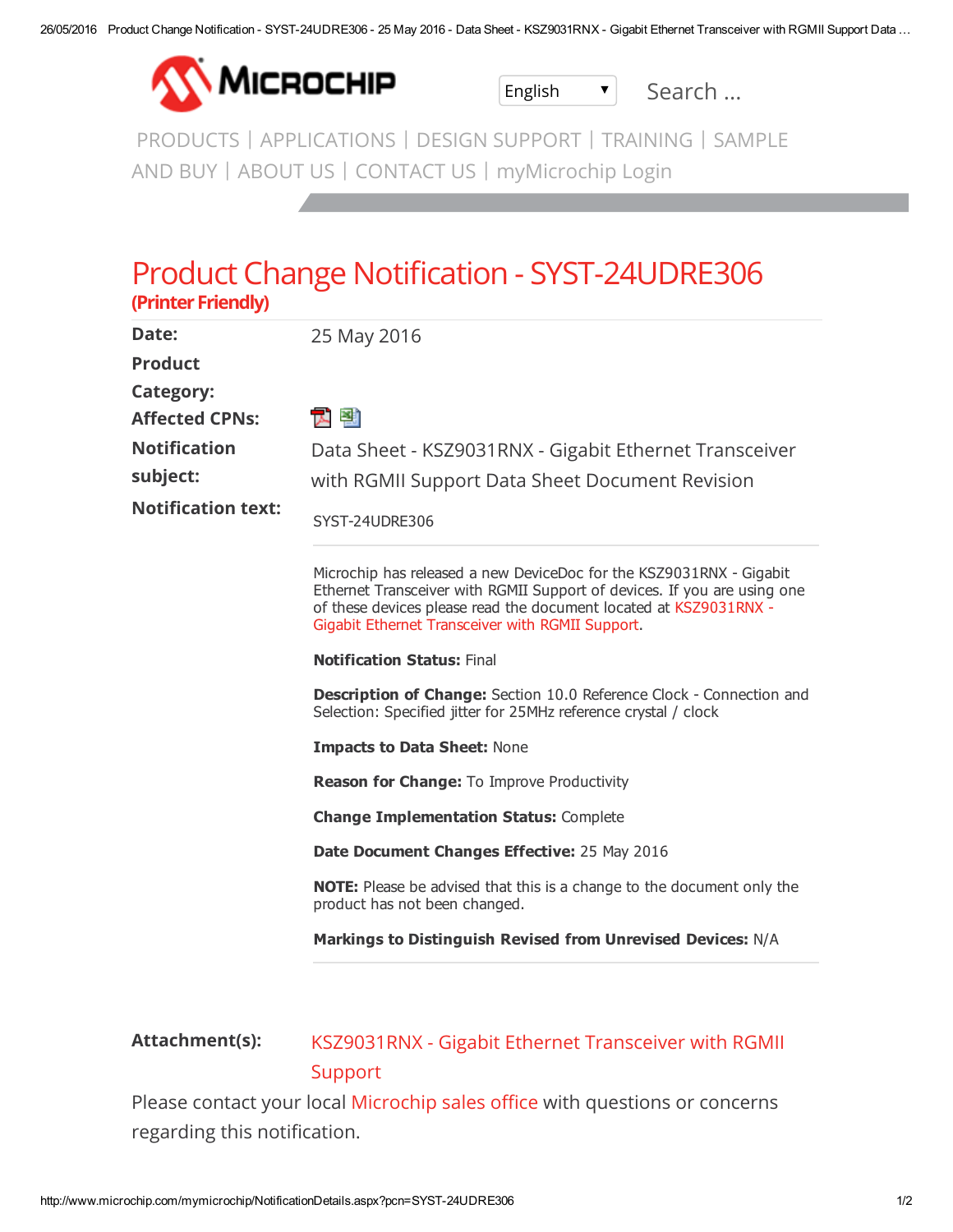MICROCHIP

English Search ...

PRODUCTS | APPLICATIONS | DESIGN SUPPORT | TRAINING | SAMPLE AND BUY | ABOUT US | CONTACT US | myMicrochip Login

# Product Change Notification - SYST-24UDRE306

**(Printer Friendly)**

| | |
|---|---|
| **Date:** | 25 May 2016 |
| **Product Category:** | |
| **Affected CPNs:** | |
| **Notification subject:** | Data Sheet - KSZ9031RNX - Gigabit Ethernet Transceiver with RGMII Support Data Sheet Document Revision |
| **Notification text:** | SYST-24UDRE306 |

Microchip has released a new DeviceDoc for the KSZ9031RNX - Gigabit Ethernet Transceiver with RGMII Support of devices. If you are using one of these devices please read the document located at KSZ9031RNX - Gigabit Ethernet Transceiver with RGMII Support.

**Notification Status:** Final

**Description of Change:** Section 10.0 Reference Clock - Connection and Selection: Specified jitter for 25MHz reference crystal / clock

**Impacts to Data Sheet:** None

**Reason for Change:** To Improve Productivity

**Change Implementation Status:** Complete

**Date Document Changes Effective:** 25 May 2016

**NOTE:** Please be advised that this is a change to the document only the product has not been changed.

**Markings to Distinguish Revised from Unrevised Devices:** N/A

**Attachment(s):** KSZ9031RNX - Gigabit Ethernet Transceiver with RGMII Support

Please contact your local Microchip sales office with questions or concerns regarding this notification.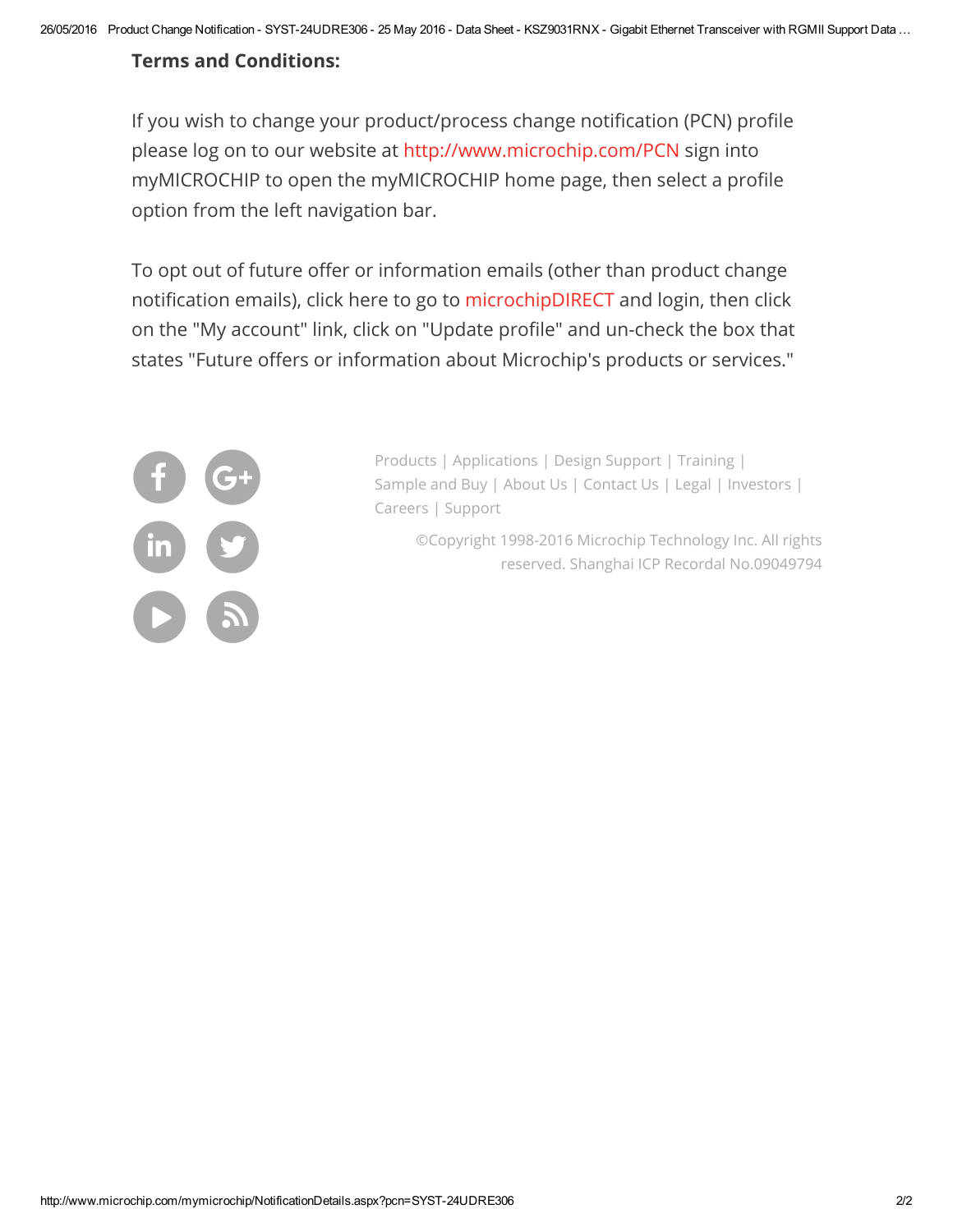**Terms and Conditions:**

If you wish to change your product/process change notification (PCN) profile please log on to our website at http://www.microchip.com/PCN sign into myMICROCHIP to open the myMICROCHIP home page, then select a profile option from the left navigation bar.

To opt out of future offer or information emails (other than product change notification emails), click here to go to microchipDIRECT and login, then click on the "My account" link, click on "Update profile" and un-check the box that states "Future offers or information about Microchip's products or services."

Products | Applications | Design Support | Training | Sample and Buy | About Us | Contact Us | Legal | Investors | Careers | Support

©Copyright 1998-2016 Microchip Technology Inc. All rights reserved. Shanghai ICP Recordal No.09049794